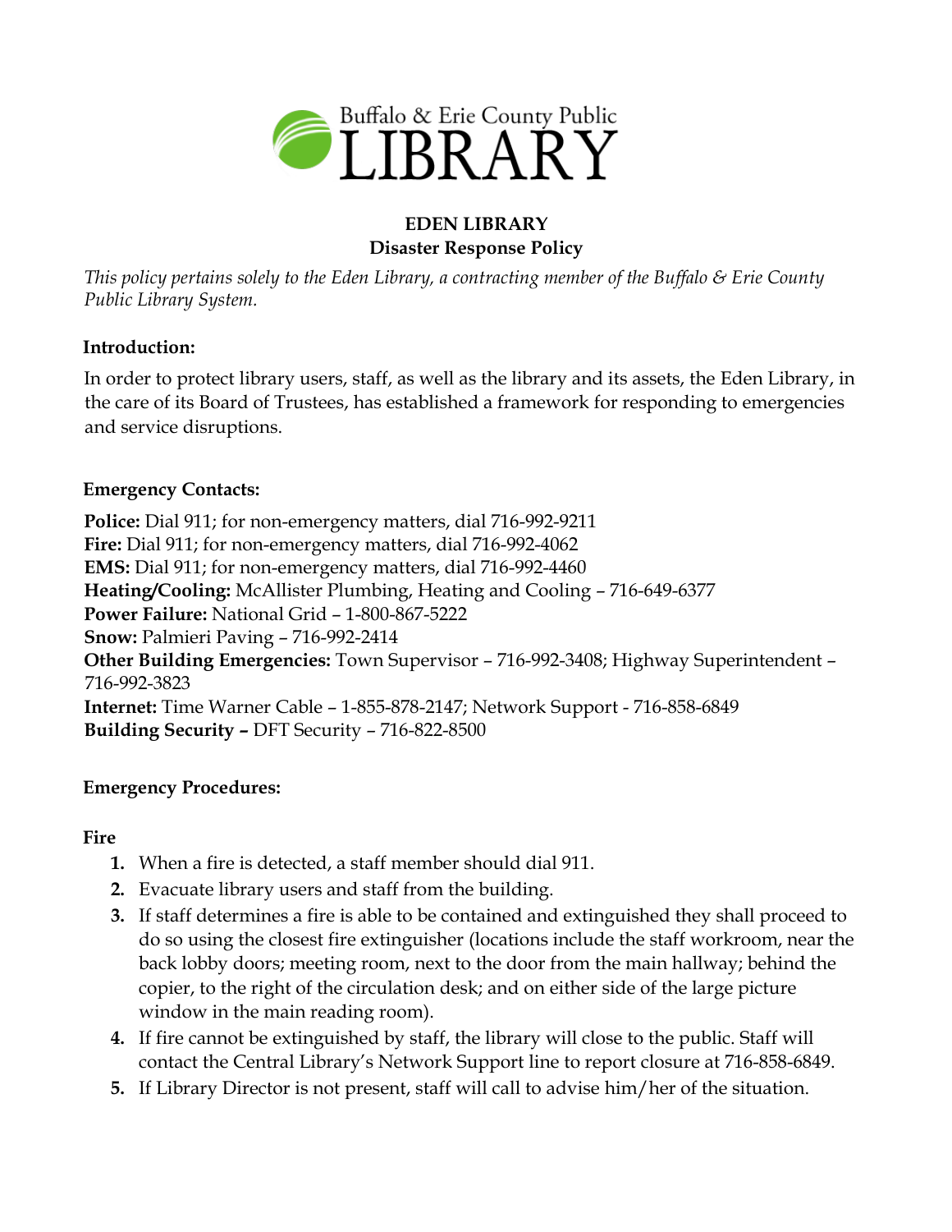Buffalo & Erie County Public LIBRARY

# EDEN LIBRARY
## Disaster Response Policy

*This policy pertains solely to the Eden Library, a contracting member of the Buffalo & Erie County Public Library System.*

### Introduction:

In order to protect library users, staff, as well as the library and its assets, the Eden Library, in the care of its Board of Trustees, has established a framework for responding to emergencies and service disruptions.

### Emergency Contacts:

**Police:** Dial 911; for non-emergency matters, dial 716-992-9211
**Fire:** Dial 911; for non-emergency matters, dial 716-992-4062
**EMS:** Dial 911; for non-emergency matters, dial 716-992-4460
**Heating/Cooling:** McAllister Plumbing, Heating and Cooling – 716-649-6377
**Power Failure:** National Grid – 1-800-867-5222
**Snow:** Palmieri Paving – 716-992-2414
**Other Building Emergencies:** Town Supervisor – 716-992-3408; Highway Superintendent – 716-992-3823
**Internet:** Time Warner Cable – 1-855-878-2147; Network Support - 716-858-6849
**Building Security –** DFT Security – 716-822-8500

### Emergency Procedures:

#### Fire

1. When a fire is detected, a staff member should dial 911.
2. Evacuate library users and staff from the building.
3. If staff determines a fire is able to be contained and extinguished they shall proceed to do so using the closest fire extinguisher (locations include the staff workroom, near the back lobby doors; meeting room, next to the door from the main hallway; behind the copier, to the right of the circulation desk; and on either side of the large picture window in the main reading room).
4. If fire cannot be extinguished by staff, the library will close to the public. Staff will contact the Central Library's Network Support line to report closure at 716-858-6849.
5. If Library Director is not present, staff will call to advise him/her of the situation.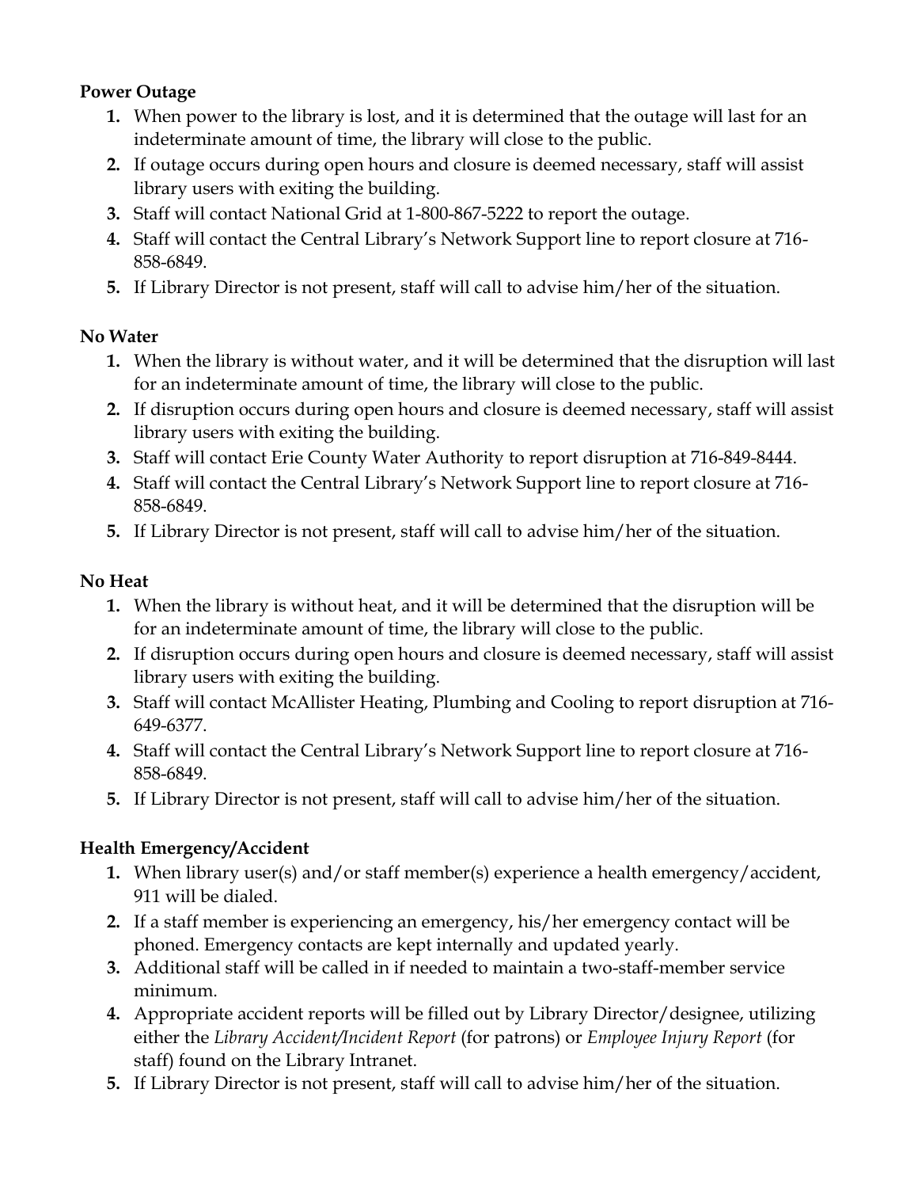**Power Outage**

1. When power to the library is lost, and it is determined that the outage will last for an indeterminate amount of time, the library will close to the public.
2. If outage occurs during open hours and closure is deemed necessary, staff will assist library users with exiting the building.
3. Staff will contact National Grid at 1-800-867-5222 to report the outage.
4. Staff will contact the Central Library's Network Support line to report closure at 716-858-6849.
5. If Library Director is not present, staff will call to advise him/her of the situation.

**No Water**

1. When the library is without water, and it will be determined that the disruption will last for an indeterminate amount of time, the library will close to the public.
2. If disruption occurs during open hours and closure is deemed necessary, staff will assist library users with exiting the building.
3. Staff will contact Erie County Water Authority to report disruption at 716-849-8444.
4. Staff will contact the Central Library's Network Support line to report closure at 716-858-6849.
5. If Library Director is not present, staff will call to advise him/her of the situation.

**No Heat**

1. When the library is without heat, and it will be determined that the disruption will be for an indeterminate amount of time, the library will close to the public.
2. If disruption occurs during open hours and closure is deemed necessary, staff will assist library users with exiting the building.
3. Staff will contact McAllister Heating, Plumbing and Cooling to report disruption at 716-649-6377.
4. Staff will contact the Central Library's Network Support line to report closure at 716-858-6849.
5. If Library Director is not present, staff will call to advise him/her of the situation.

**Health Emergency/Accident**

1. When library user(s) and/or staff member(s) experience a health emergency/accident, 911 will be dialed.
2. If a staff member is experiencing an emergency, his/her emergency contact will be phoned. Emergency contacts are kept internally and updated yearly.
3. Additional staff will be called in if needed to maintain a two-staff-member service minimum.
4. Appropriate accident reports will be filled out by Library Director/designee, utilizing either the *Library Accident/Incident Report* (for patrons) or *Employee Injury Report* (for staff) found on the Library Intranet.
5. If Library Director is not present, staff will call to advise him/her of the situation.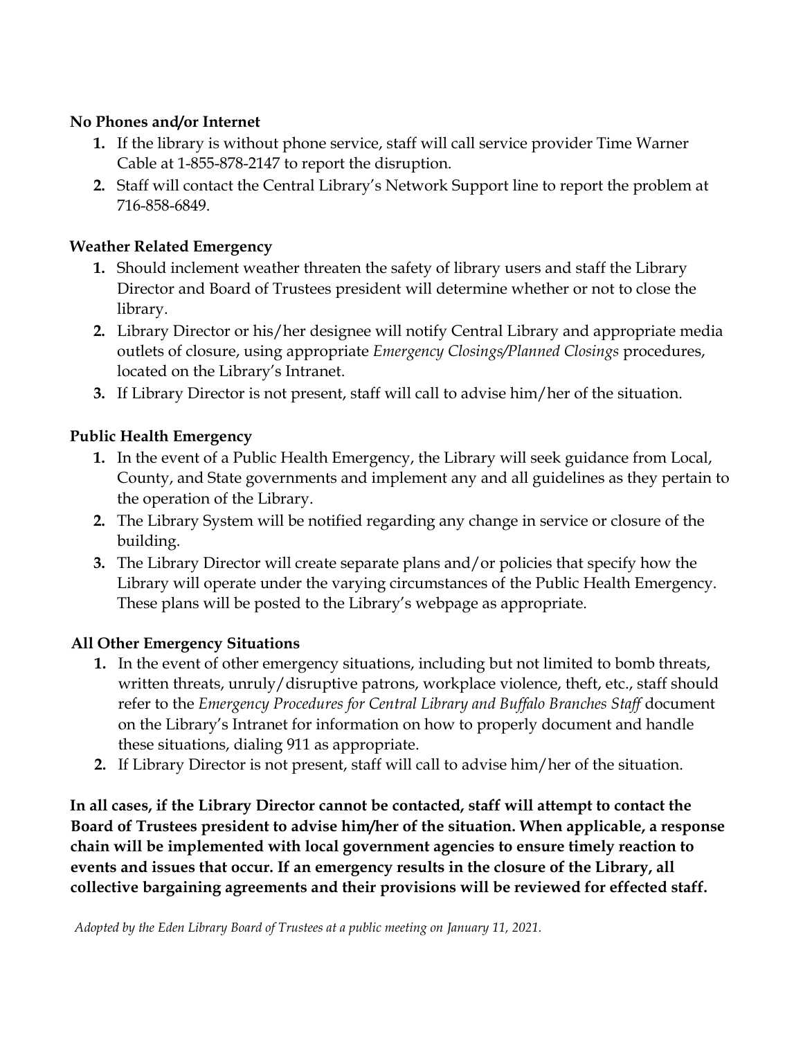**No Phones and/or Internet**

1. If the library is without phone service, staff will call service provider Time Warner Cable at 1-855-878-2147 to report the disruption.
2. Staff will contact the Central Library's Network Support line to report the problem at 716-858-6849.

**Weather Related Emergency**

1. Should inclement weather threaten the safety of library users and staff the Library Director and Board of Trustees president will determine whether or not to close the library.
2. Library Director or his/her designee will notify Central Library and appropriate media outlets of closure, using appropriate *Emergency Closings/Planned Closings* procedures, located on the Library's Intranet.
3. If Library Director is not present, staff will call to advise him/her of the situation.

**Public Health Emergency**

1. In the event of a Public Health Emergency, the Library will seek guidance from Local, County, and State governments and implement any and all guidelines as they pertain to the operation of the Library.
2. The Library System will be notified regarding any change in service or closure of the building.
3. The Library Director will create separate plans and/or policies that specify how the Library will operate under the varying circumstances of the Public Health Emergency. These plans will be posted to the Library's webpage as appropriate.

**All Other Emergency Situations**

1. In the event of other emergency situations, including but not limited to bomb threats, written threats, unruly/disruptive patrons, workplace violence, theft, etc., staff should refer to the *Emergency Procedures for Central Library and Buffalo Branches Staff* document on the Library's Intranet for information on how to properly document and handle these situations, dialing 911 as appropriate.
2. If Library Director is not present, staff will call to advise him/her of the situation.

**In all cases, if the Library Director cannot be contacted, staff will attempt to contact the Board of Trustees president to advise him/her of the situation. When applicable, a response chain will be implemented with local government agencies to ensure timely reaction to events and issues that occur. If an emergency results in the closure of the Library, all collective bargaining agreements and their provisions will be reviewed for effected staff.**

*Adopted by the Eden Library Board of Trustees at a public meeting on January 11, 2021.*